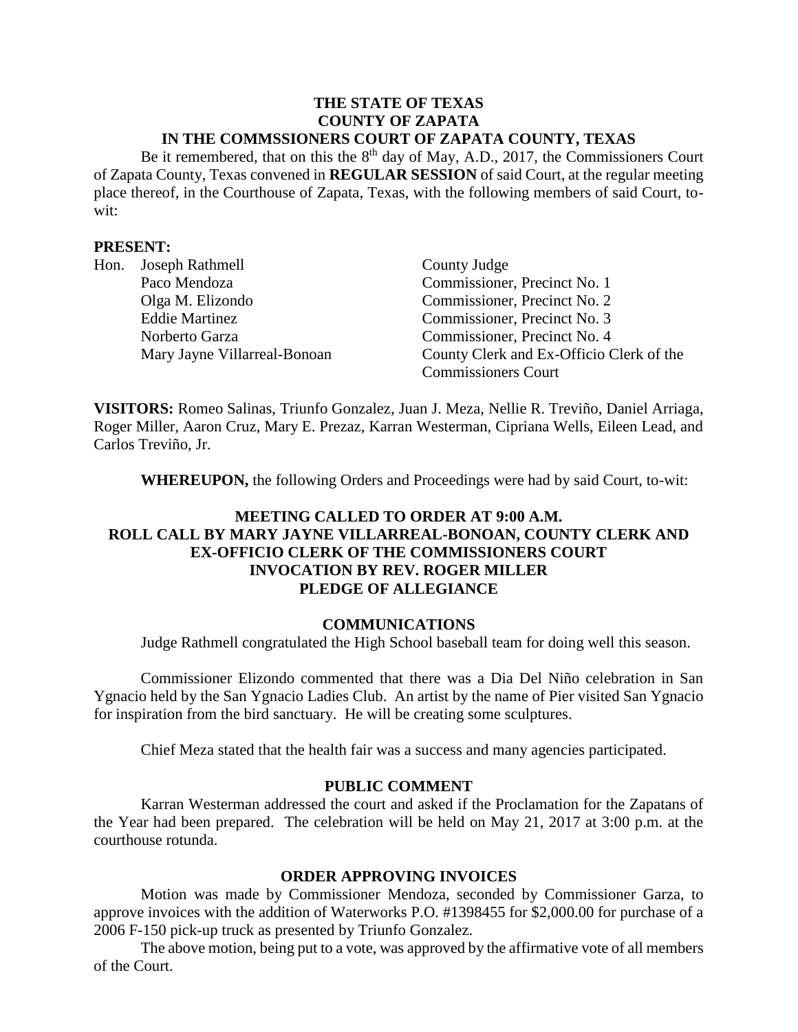**THE STATE OF TEXAS**
**COUNTY OF ZAPATA**
**IN THE COMMSSIONERS COURT OF ZAPATA COUNTY, TEXAS**

Be it remembered, that on this the 8th day of May, A.D., 2017, the Commissioners Court of Zapata County, Texas convened in **REGULAR SESSION** of said Court, at the regular meeting place thereof, in the Courthouse of Zapata, Texas, with the following members of said Court, to-wit:

**PRESENT:**

| | | |
|---|---|---|
| Hon. | Joseph Rathmell | County Judge |
| | Paco Mendoza | Commissioner, Precinct No. 1 |
| | Olga M. Elizondo | Commissioner, Precinct No. 2 |
| | Eddie Martinez | Commissioner, Precinct No. 3 |
| | Norberto Garza | Commissioner, Precinct No. 4 |
| | Mary Jayne Villarreal-Bonoan | County Clerk and Ex-Officio Clerk of the Commissioners Court |

**VISITORS:** Romeo Salinas, Triunfo Gonzalez, Juan J. Meza, Nellie R. Treviño, Daniel Arriaga, Roger Miller, Aaron Cruz, Mary E. Prezaz, Karran Westerman, Cipriana Wells, Eileen Lead, and Carlos Treviño, Jr.

**WHEREUPON,** the following Orders and Proceedings were had by said Court, to-wit:

**MEETING CALLED TO ORDER AT 9:00 A.M.**
**ROLL CALL BY MARY JAYNE VILLARREAL-BONOAN, COUNTY CLERK AND EX-OFFICIO CLERK OF THE COMMISSIONERS COURT**
**INVOCATION BY REV. ROGER MILLER**
**PLEDGE OF ALLEGIANCE**

**COMMUNICATIONS**

Judge Rathmell congratulated the High School baseball team for doing well this season.

Commissioner Elizondo commented that there was a Dia Del Niño celebration in San Ygnacio held by the San Ygnacio Ladies Club. An artist by the name of Pier visited San Ygnacio for inspiration from the bird sanctuary. He will be creating some sculptures.

Chief Meza stated that the health fair was a success and many agencies participated.

**PUBLIC COMMENT**

Karran Westerman addressed the court and asked if the Proclamation for the Zapatans of the Year had been prepared. The celebration will be held on May 21, 2017 at 3:00 p.m. at the courthouse rotunda.

**ORDER APPROVING INVOICES**

Motion was made by Commissioner Mendoza, seconded by Commissioner Garza, to approve invoices with the addition of Waterworks P.O. #1398455 for $2,000.00 for purchase of a 2006 F-150 pick-up truck as presented by Triunfo Gonzalez.

The above motion, being put to a vote, was approved by the affirmative vote of all members of the Court.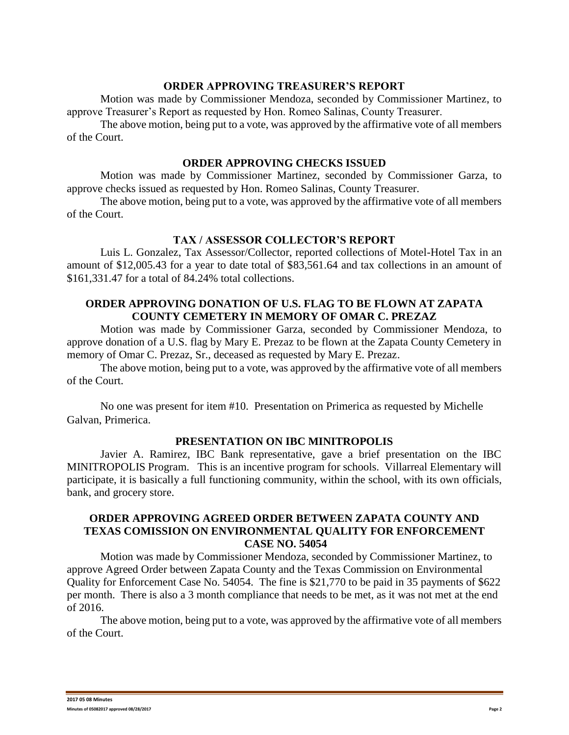## ORDER APPROVING TREASURER'S REPORT

Motion was made by Commissioner Mendoza, seconded by Commissioner Martinez, to approve Treasurer's Report as requested by Hon. Romeo Salinas, County Treasurer.

The above motion, being put to a vote, was approved by the affirmative vote of all members of the Court.

## ORDER APPROVING CHECKS ISSUED

Motion was made by Commissioner Martinez, seconded by Commissioner Garza, to approve checks issued as requested by Hon. Romeo Salinas, County Treasurer.

The above motion, being put to a vote, was approved by the affirmative vote of all members of the Court.

## TAX / ASSESSOR COLLECTOR'S REPORT

Luis L. Gonzalez, Tax Assessor/Collector, reported collections of Motel-Hotel Tax in an amount of $12,005.43 for a year to date total of $83,561.64 and tax collections in an amount of $161,331.47 for a total of 84.24% total collections.

## ORDER APPROVING DONATION OF U.S. FLAG TO BE FLOWN AT ZAPATA COUNTY CEMETERY IN MEMORY OF OMAR C. PREZAZ

Motion was made by Commissioner Garza, seconded by Commissioner Mendoza, to approve donation of a U.S. flag by Mary E. Prezaz to be flown at the Zapata County Cemetery in memory of Omar C. Prezaz, Sr., deceased as requested by Mary E. Prezaz.

The above motion, being put to a vote, was approved by the affirmative vote of all members of the Court.

No one was present for item #10. Presentation on Primerica as requested by Michelle Galvan, Primerica.

## PRESENTATION ON IBC MINITROPOLIS

Javier A. Ramirez, IBC Bank representative, gave a brief presentation on the IBC MINITROPOLIS Program. This is an incentive program for schools. Villarreal Elementary will participate, it is basically a full functioning community, within the school, with its own officials, bank, and grocery store.

## ORDER APPROVING AGREED ORDER BETWEEN ZAPATA COUNTY AND TEXAS COMISSION ON ENVIRONMENTAL QUALITY FOR ENFORCEMENT CASE NO. 54054

Motion was made by Commissioner Mendoza, seconded by Commissioner Martinez, to approve Agreed Order between Zapata County and the Texas Commission on Environmental Quality for Enforcement Case No. 54054. The fine is $21,770 to be paid in 35 payments of $622 per month. There is also a 3 month compliance that needs to be met, as it was not met at the end of 2016.

The above motion, being put to a vote, was approved by the affirmative vote of all members of the Court.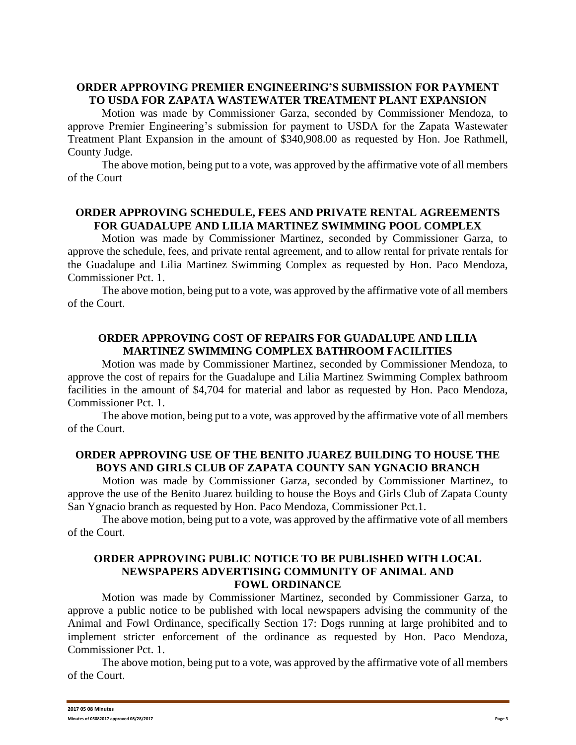**ORDER APPROVING PREMIER ENGINEERING'S SUBMISSION FOR PAYMENT TO USDA FOR ZAPATA WASTEWATER TREATMENT PLANT EXPANSION**

Motion was made by Commissioner Garza, seconded by Commissioner Mendoza, to approve Premier Engineering's submission for payment to USDA for the Zapata Wastewater Treatment Plant Expansion in the amount of $340,908.00 as requested by Hon. Joe Rathmell, County Judge.

The above motion, being put to a vote, was approved by the affirmative vote of all members of the Court

**ORDER APPROVING SCHEDULE, FEES AND PRIVATE RENTAL AGREEMENTS FOR GUADALUPE AND LILIA MARTINEZ SWIMMING POOL COMPLEX**

Motion was made by Commissioner Martinez, seconded by Commissioner Garza, to approve the schedule, fees, and private rental agreement, and to allow rental for private rentals for the Guadalupe and Lilia Martinez Swimming Complex as requested by Hon. Paco Mendoza, Commissioner Pct. 1.

The above motion, being put to a vote, was approved by the affirmative vote of all members of the Court.

**ORDER APPROVING COST OF REPAIRS FOR GUADALUPE AND LILIA MARTINEZ SWIMMING COMPLEX BATHROOM FACILITIES**

Motion was made by Commissioner Martinez, seconded by Commissioner Mendoza, to approve the cost of repairs for the Guadalupe and Lilia Martinez Swimming Complex bathroom facilities in the amount of $4,704 for material and labor as requested by Hon. Paco Mendoza, Commissioner Pct. 1.

The above motion, being put to a vote, was approved by the affirmative vote of all members of the Court.

**ORDER APPROVING USE OF THE BENITO JUAREZ BUILDING TO HOUSE THE BOYS AND GIRLS CLUB OF ZAPATA COUNTY SAN YGNACIO BRANCH**

Motion was made by Commissioner Garza, seconded by Commissioner Martinez, to approve the use of the Benito Juarez building to house the Boys and Girls Club of Zapata County San Ygnacio branch as requested by Hon. Paco Mendoza, Commissioner Pct.1.

The above motion, being put to a vote, was approved by the affirmative vote of all members of the Court.

**ORDER APPROVING PUBLIC NOTICE TO BE PUBLISHED WITH LOCAL NEWSPAPERS ADVERTISING COMMUNITY OF ANIMAL AND FOWL ORDINANCE**

Motion was made by Commissioner Martinez, seconded by Commissioner Garza, to approve a public notice to be published with local newspapers advising the community of the Animal and Fowl Ordinance, specifically Section 17: Dogs running at large prohibited and to implement stricter enforcement of the ordinance as requested by Hon. Paco Mendoza, Commissioner Pct. 1.

The above motion, being put to a vote, was approved by the affirmative vote of all members of the Court.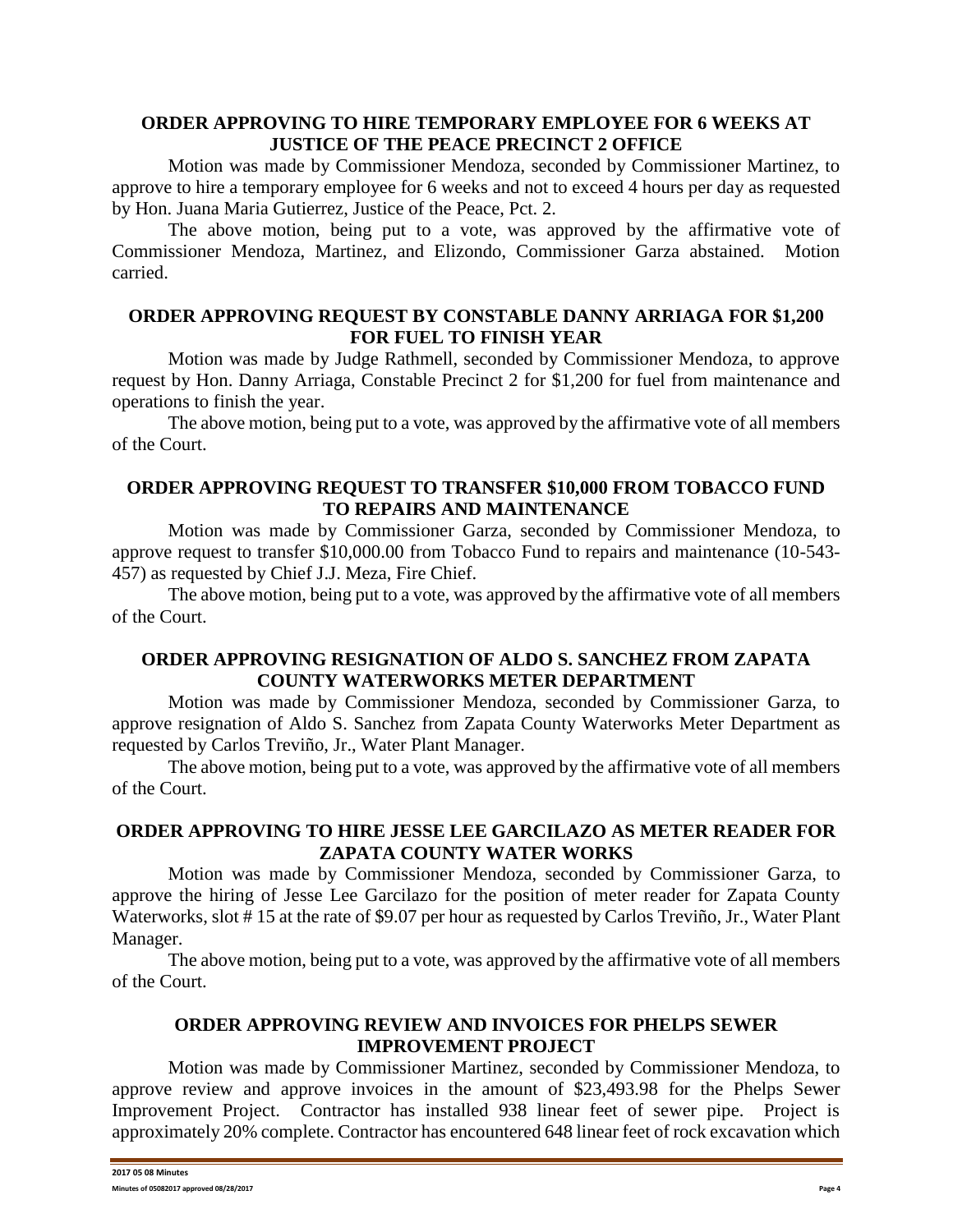## ORDER APPROVING TO HIRE TEMPORARY EMPLOYEE FOR 6 WEEKS AT JUSTICE OF THE PEACE PRECINCT 2 OFFICE

Motion was made by Commissioner Mendoza, seconded by Commissioner Martinez, to approve to hire a temporary employee for 6 weeks and not to exceed 4 hours per day as requested by Hon. Juana Maria Gutierrez, Justice of the Peace, Pct. 2.

The above motion, being put to a vote, was approved by the affirmative vote of Commissioner Mendoza, Martinez, and Elizondo, Commissioner Garza abstained. Motion carried.

## ORDER APPROVING REQUEST BY CONSTABLE DANNY ARRIAGA FOR $1,200 FOR FUEL TO FINISH YEAR

Motion was made by Judge Rathmell, seconded by Commissioner Mendoza, to approve request by Hon. Danny Arriaga, Constable Precinct 2 for $1,200 for fuel from maintenance and operations to finish the year.

The above motion, being put to a vote, was approved by the affirmative vote of all members of the Court.

## ORDER APPROVING REQUEST TO TRANSFER $10,000 FROM TOBACCO FUND TO REPAIRS AND MAINTENANCE

Motion was made by Commissioner Garza, seconded by Commissioner Mendoza, to approve request to transfer $10,000.00 from Tobacco Fund to repairs and maintenance (10-543-457) as requested by Chief J.J. Meza, Fire Chief.

The above motion, being put to a vote, was approved by the affirmative vote of all members of the Court.

## ORDER APPROVING RESIGNATION OF ALDO S. SANCHEZ FROM ZAPATA COUNTY WATERWORKS METER DEPARTMENT

Motion was made by Commissioner Mendoza, seconded by Commissioner Garza, to approve resignation of Aldo S. Sanchez from Zapata County Waterworks Meter Department as requested by Carlos Treviño, Jr., Water Plant Manager.

The above motion, being put to a vote, was approved by the affirmative vote of all members of the Court.

## ORDER APPROVING TO HIRE JESSE LEE GARCILAZO AS METER READER FOR ZAPATA COUNTY WATER WORKS

Motion was made by Commissioner Mendoza, seconded by Commissioner Garza, to approve the hiring of Jesse Lee Garcilazo for the position of meter reader for Zapata County Waterworks, slot # 15 at the rate of $9.07 per hour as requested by Carlos Treviño, Jr., Water Plant Manager.

The above motion, being put to a vote, was approved by the affirmative vote of all members of the Court.

## ORDER APPROVING REVIEW AND INVOICES FOR PHELPS SEWER IMPROVEMENT PROJECT

Motion was made by Commissioner Martinez, seconded by Commissioner Mendoza, to approve review and approve invoices in the amount of $23,493.98 for the Phelps Sewer Improvement Project. Contractor has installed 938 linear feet of sewer pipe. Project is approximately 20% complete. Contractor has encountered 648 linear feet of rock excavation which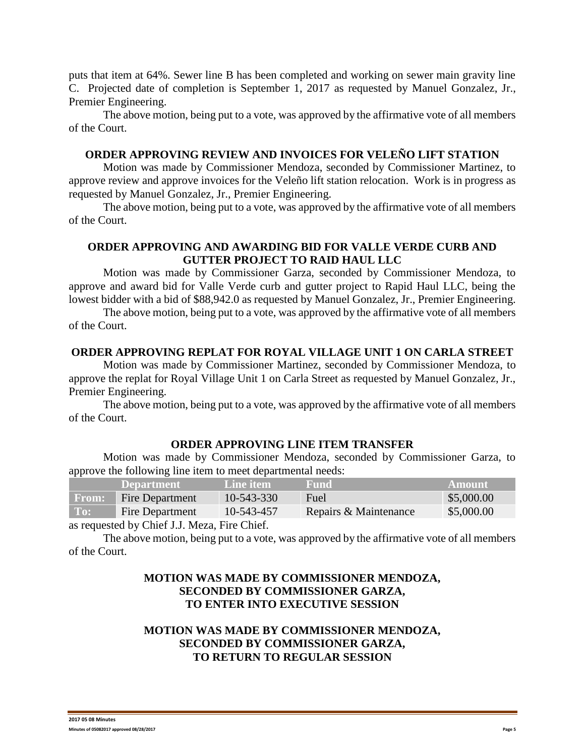puts that item at 64%. Sewer line B has been completed and working on sewer main gravity line C. Projected date of completion is September 1, 2017 as requested by Manuel Gonzalez, Jr., Premier Engineering.

The above motion, being put to a vote, was approved by the affirmative vote of all members of the Court.

## ORDER APPROVING REVIEW AND INVOICES FOR VELEÑO LIFT STATION

Motion was made by Commissioner Mendoza, seconded by Commissioner Martinez, to approve review and approve invoices for the Veleño lift station relocation. Work is in progress as requested by Manuel Gonzalez, Jr., Premier Engineering.

The above motion, being put to a vote, was approved by the affirmative vote of all members of the Court.

## ORDER APPROVING AND AWARDING BID FOR VALLE VERDE CURB AND GUTTER PROJECT TO RAID HAUL LLC

Motion was made by Commissioner Garza, seconded by Commissioner Mendoza, to approve and award bid for Valle Verde curb and gutter project to Rapid Haul LLC, being the lowest bidder with a bid of $88,942.0 as requested by Manuel Gonzalez, Jr., Premier Engineering.

The above motion, being put to a vote, was approved by the affirmative vote of all members of the Court.

## ORDER APPROVING REPLAT FOR ROYAL VILLAGE UNIT 1 ON CARLA STREET

Motion was made by Commissioner Martinez, seconded by Commissioner Mendoza, to approve the replat for Royal Village Unit 1 on Carla Street as requested by Manuel Gonzalez, Jr., Premier Engineering.

The above motion, being put to a vote, was approved by the affirmative vote of all members of the Court.

## ORDER APPROVING LINE ITEM TRANSFER

Motion was made by Commissioner Mendoza, seconded by Commissioner Garza, to approve the following line item to meet departmental needs:

| | Department | Line item | Fund | Amount |
|---|---|---|---|---|
| From: | Fire Department | 10-543-330 | Fuel | $5,000.00 |
| To: | Fire Department | 10-543-457 | Repairs & Maintenance | $5,000.00 |

as requested by Chief J.J. Meza, Fire Chief.

The above motion, being put to a vote, was approved by the affirmative vote of all members of the Court.

## MOTION WAS MADE BY COMMISSIONER MENDOZA, SECONDED BY COMMISSIONER GARZA, TO ENTER INTO EXECUTIVE SESSION

## MOTION WAS MADE BY COMMISSIONER MENDOZA, SECONDED BY COMMISSIONER GARZA, TO RETURN TO REGULAR SESSION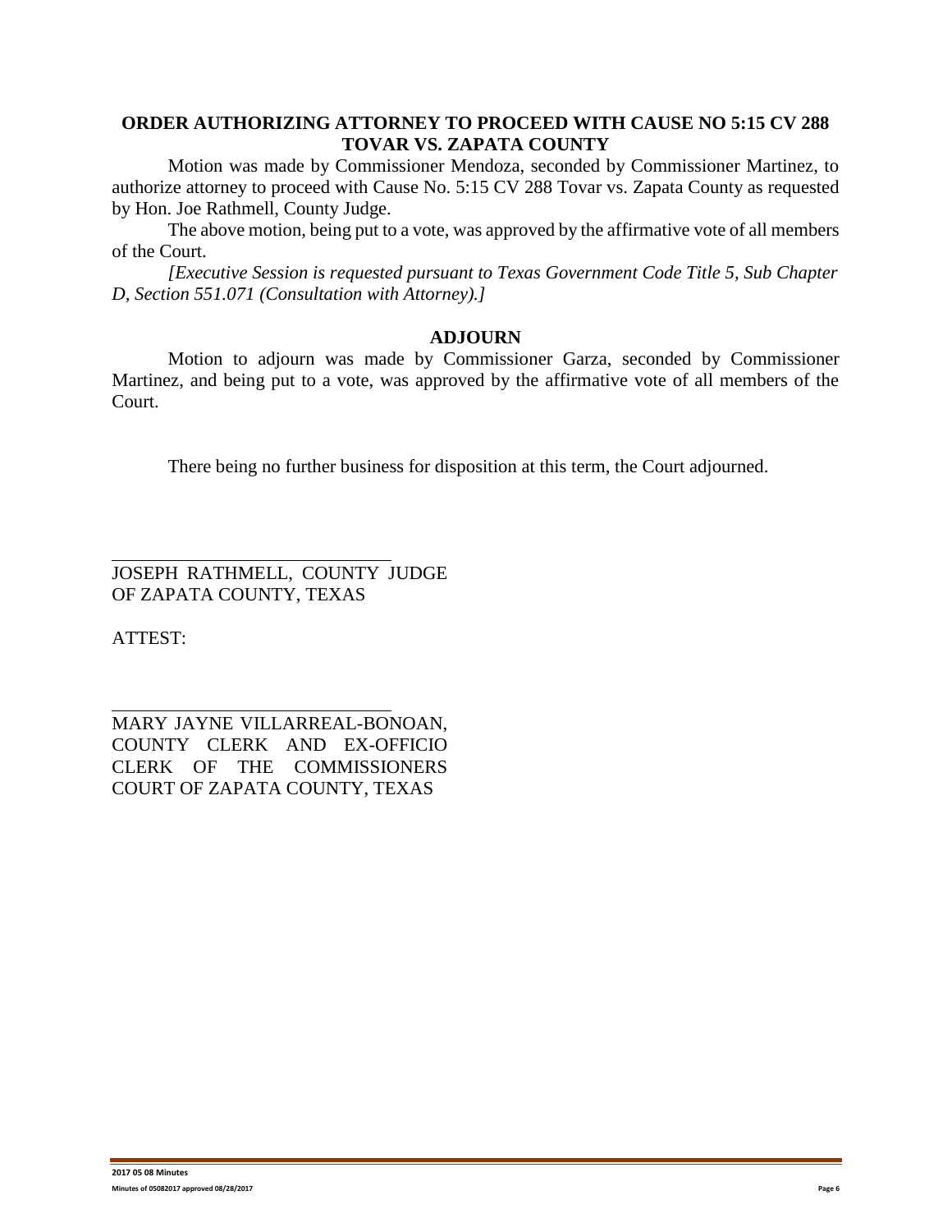**ORDER AUTHORIZING ATTORNEY TO PROCEED WITH CAUSE NO 5:15 CV 288 TOVAR VS. ZAPATA COUNTY**

Motion was made by Commissioner Mendoza, seconded by Commissioner Martinez, to authorize attorney to proceed with Cause No. 5:15 CV 288 Tovar vs. Zapata County as requested by Hon. Joe Rathmell, County Judge.

The above motion, being put to a vote, was approved by the affirmative vote of all members of the Court.

*[Executive Session is requested pursuant to Texas Government Code Title 5, Sub Chapter D, Section 551.071 (Consultation with Attorney).]*

**ADJOURN**

Motion to adjourn was made by Commissioner Garza, seconded by Commissioner Martinez, and being put to a vote, was approved by the affirmative vote of all members of the Court.

There being no further business for disposition at this term, the Court adjourned.

\_\_\_\_\_\_\_\_\_\_\_\_\_\_\_\_\_\_\_\_\_\_\_\_\_\_\_\_\_\_
JOSEPH RATHMELL, COUNTY JUDGE
OF ZAPATA COUNTY, TEXAS

ATTEST:

\_\_\_\_\_\_\_\_\_\_\_\_\_\_\_\_\_\_\_\_\_\_\_\_\_\_\_\_\_\_
MARY JAYNE VILLARREAL-BONOAN,
COUNTY CLERK AND EX-OFFICIO
CLERK OF THE COMMISSIONERS
COURT OF ZAPATA COUNTY, TEXAS